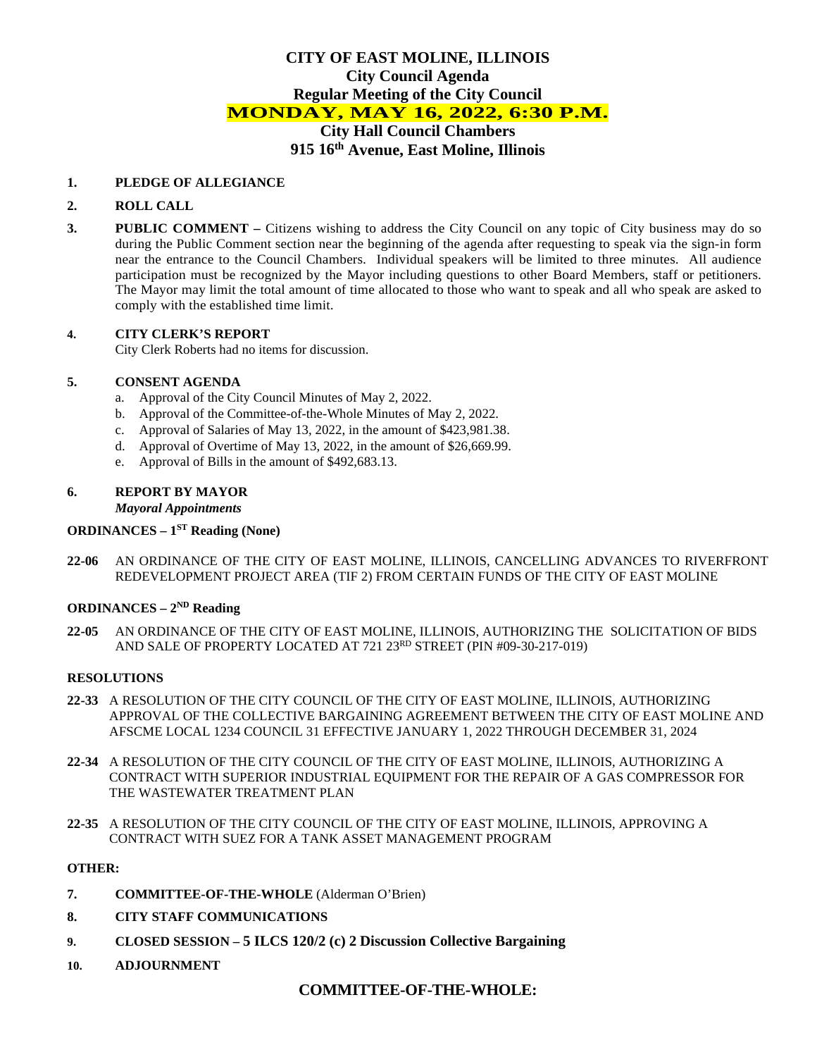# CITY OF EAST MOLINE, ILLINOIS
## City Council Agenda
## Regular Meeting of the City Council
## MONDAY, MAY 16, 2022, 6:30 P.M.
## City Hall Council Chambers
## 915 16th Avenue, East Moline, Illinois

**1. PLEDGE OF ALLEGIANCE**

**2. ROLL CALL**

**3. PUBLIC COMMENT –** Citizens wishing to address the City Council on any topic of City business may do so during the Public Comment section near the beginning of the agenda after requesting to speak via the sign-in form near the entrance to the Council Chambers. Individual speakers will be limited to three minutes. All audience participation must be recognized by the Mayor including questions to other Board Members, staff or petitioners. The Mayor may limit the total amount of time allocated to those who want to speak and all who speak are asked to comply with the established time limit.

**4. CITY CLERK'S REPORT**
City Clerk Roberts had no items for discussion.

**5. CONSENT AGENDA**

a. Approval of the City Council Minutes of May 2, 2022.
b. Approval of the Committee-of-the-Whole Minutes of May 2, 2022.
c. Approval of Salaries of May 13, 2022, in the amount of $423,981.38.
d. Approval of Overtime of May 13, 2022, in the amount of $26,669.99.
e. Approval of Bills in the amount of $492,683.13.

**6. REPORT BY MAYOR**
***Mayoral Appointments***

**ORDINANCES – 1ST Reading (None)**

**22-06** AN ORDINANCE OF THE CITY OF EAST MOLINE, ILLINOIS, CANCELLING ADVANCES TO RIVERFRONT REDEVELOPMENT PROJECT AREA (TIF 2) FROM CERTAIN FUNDS OF THE CITY OF EAST MOLINE

**ORDINANCES – 2ND Reading**

**22-05** AN ORDINANCE OF THE CITY OF EAST MOLINE, ILLINOIS, AUTHORIZING THE SOLICITATION OF BIDS AND SALE OF PROPERTY LOCATED AT 721 23RD STREET (PIN #09-30-217-019)

**RESOLUTIONS**

**22-33** A RESOLUTION OF THE CITY COUNCIL OF THE CITY OF EAST MOLINE, ILLINOIS, AUTHORIZING APPROVAL OF THE COLLECTIVE BARGAINING AGREEMENT BETWEEN THE CITY OF EAST MOLINE AND AFSCME LOCAL 1234 COUNCIL 31 EFFECTIVE JANUARY 1, 2022 THROUGH DECEMBER 31, 2024

**22-34** A RESOLUTION OF THE CITY COUNCIL OF THE CITY OF EAST MOLINE, ILLINOIS, AUTHORIZING A CONTRACT WITH SUPERIOR INDUSTRIAL EQUIPMENT FOR THE REPAIR OF A GAS COMPRESSOR FOR THE WASTEWATER TREATMENT PLAN

**22-35** A RESOLUTION OF THE CITY COUNCIL OF THE CITY OF EAST MOLINE, ILLINOIS, APPROVING A CONTRACT WITH SUEZ FOR A TANK ASSET MANAGEMENT PROGRAM

**OTHER:**

**7. COMMITTEE-OF-THE-WHOLE** (Alderman O'Brien)

**8. CITY STAFF COMMUNICATIONS**

**9. CLOSED SESSION – 5 ILCS 120/2 (c) 2 Discussion Collective Bargaining**

**10. ADJOURNMENT**

## COMMITTEE-OF-THE-WHOLE: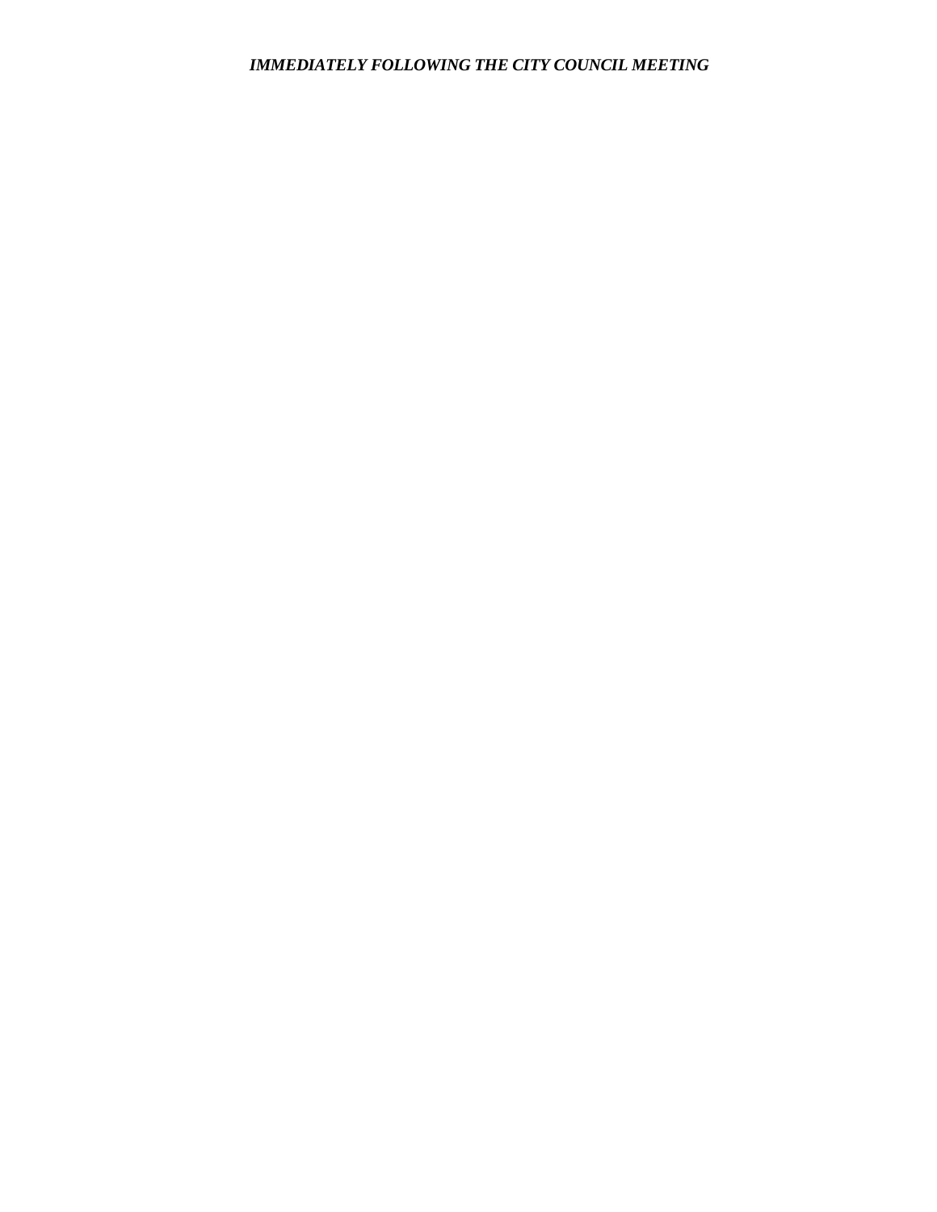***IMMEDIATELY FOLLOWING THE CITY COUNCIL MEETING***